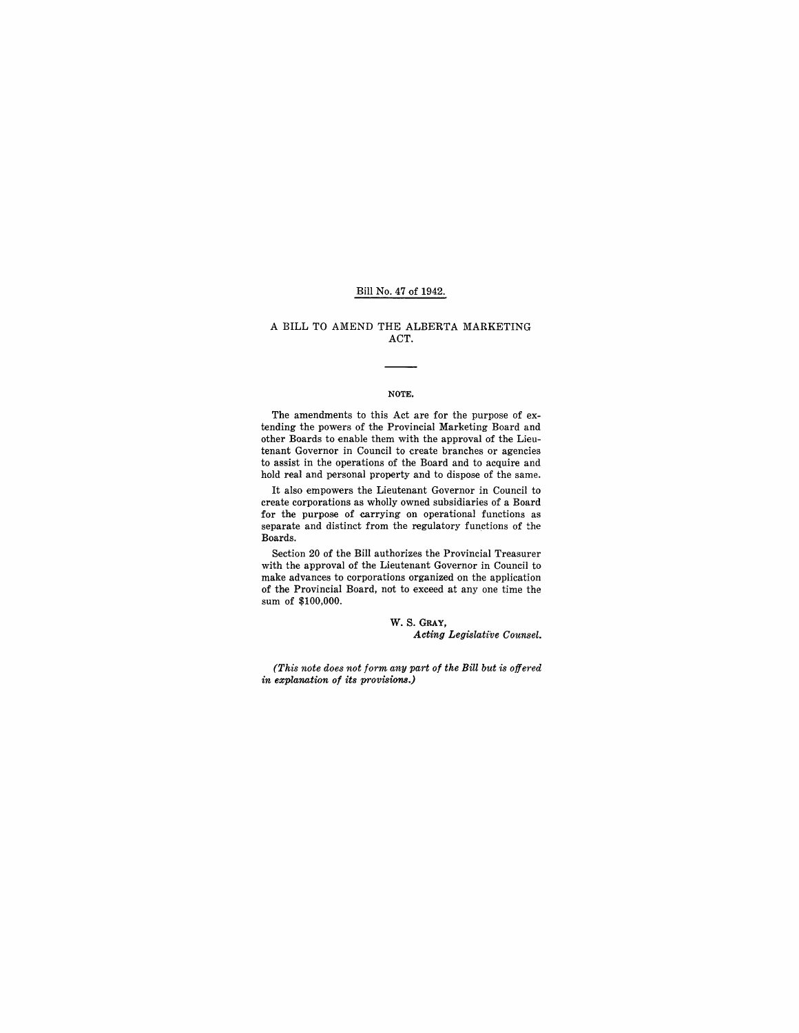Bill No. 47 of 1942.

# A BILL TO AMEND THE ALBERTA MARKETING ACT.

---

**NOTE.**

The amendments to this Act are for the purpose of extending the powers of the Provincial Marketing Board and other Boards to enable them with the approval of the Lieutenant Governor in Council to create branches or agencies to assist in the operations of the Board and to acquire and hold real and personal property and to dispose of the same.

It also empowers the Lieutenant Governor in Council to create corporations as wholly owned subsidiaries of a Board for the purpose of carrying on operational functions as separate and distinct from the regulatory functions of the Boards.

Section 20 of the Bill authorizes the Provincial Treasurer with the approval of the Lieutenant Governor in Council to make advances to corporations organized on the application of the Provincial Board, not to exceed at any one time the sum of $100,000.

W. S. GRAY,
*Acting Legislative Counsel.*

*(This note does not form any part of the Bill but is offered in explanation of its provisions.)*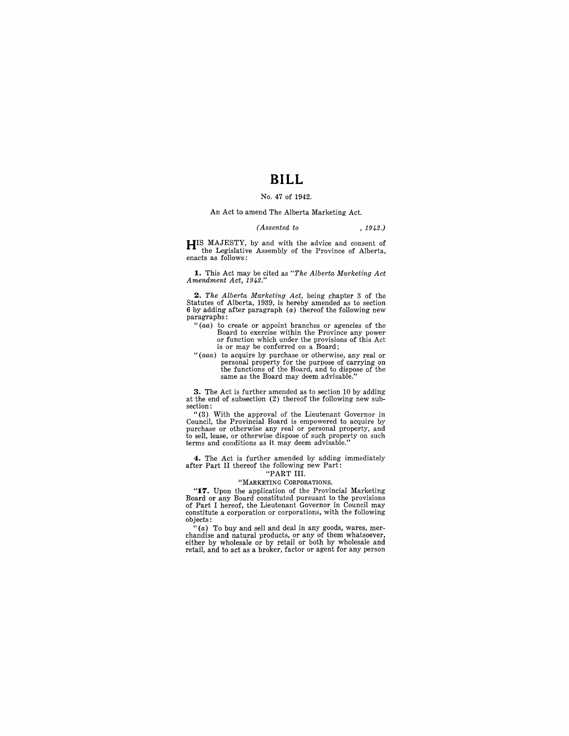# BILL

No. 47 of 1942.

An Act to amend The Alberta Marketing Act.

*(Assented to , 1942.)*

HIS MAJESTY, by and with the advice and consent of the Legislative Assembly of the Province of Alberta, enacts as follows:

**1.** This Act may be cited as *"The Alberta Marketing Act Amendment Act, 1942."*

**2.** *The Alberta Marketing Act*, being chapter 3 of the Statutes of Alberta, 1939, is hereby amended as to section 6 by adding after paragraph (*a*) thereof the following new paragraphs:

"(*aa*) to create or appoint branches or agencies of the Board to exercise within the Province any power or function which under the provisions of this Act is or may be conferred on a Board;

"(*aaa*) to acquire by purchase or otherwise, any real or personal property for the purpose of carrying on the functions of the Board, and to dispose of the same as the Board may deem advisable."

**3.** The Act is further amended as to section 10 by adding at the end of subsection (2) thereof the following new subsection:

"(3) With the approval of the Lieutenant Governor in Council, the Provincial Board is empowered to acquire by purchase or otherwise any real or personal property, and to sell, lease, or otherwise dispose of such property on such terms and conditions as it may deem advisable."

**4.** The Act is further amended by adding immediately after Part II thereof the following new Part:

"PART III.

"MARKETING CORPORATIONS.

"**17.** Upon the application of the Provincial Marketing Board or any Board constituted pursuant to the provisions of Part I hereof, the Lieutenant Governor in Council may constitute a corporation or corporations, with the following objects:

"(*a*) To buy and sell and deal in any goods, wares, merchandise and natural products, or any of them whatsoever, either by wholesale or by retail or both by wholesale and retail, and to act as a broker, factor or agent for any person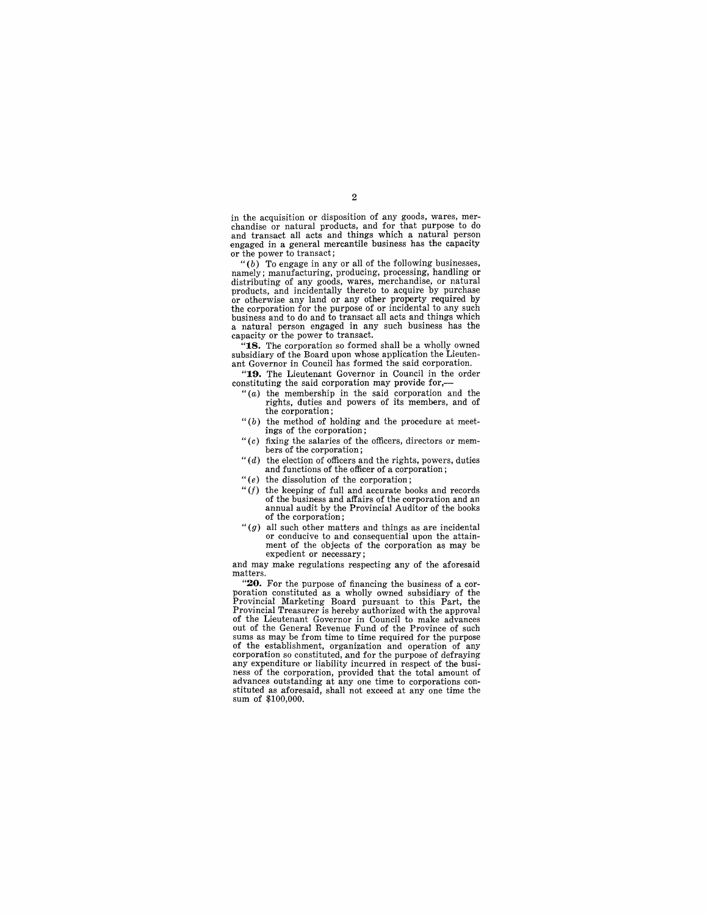in the acquisition or disposition of any goods, wares, merchandise or natural products, and for that purpose to do and transact all acts and things which a natural person engaged in a general mercantile business has the capacity or the power to transact;

"(*b*) To engage in any or all of the following businesses, namely; manufacturing, producing, processing, handling or distributing of any goods, wares, merchandise, or natural products, and incidentally thereto to acquire by purchase or otherwise any land or any other property required by the corporation for the purpose of or incidental to any such business and to do and to transact all acts and things which a natural person engaged in any such business has the capacity or the power to transact.

"**18.** The corporation so formed shall be a wholly owned subsidiary of the Board upon whose application the Lieutenant Governor in Council has formed the said corporation.

"**19.** The Lieutenant Governor in Council in the order constituting the said corporation may provide for,—

- "(*a*) the membership in the said corporation and the rights, duties and powers of its members, and of the corporation;
- "(*b*) the method of holding and the procedure at meetings of the corporation;
- "(*c*) fixing the salaries of the officers, directors or members of the corporation;
- "(*d*) the election of officers and the rights, powers, duties and functions of the officer of a corporation;
- "(*e*) the dissolution of the corporation;
- "(*f*) the keeping of full and accurate books and records of the business and affairs of the corporation and an annual audit by the Provincial Auditor of the books of the corporation;
- "(*g*) all such other matters and things as are incidental or conducive to and consequential upon the attainment of the objects of the corporation as may be expedient or necessary;

and may make regulations respecting any of the aforesaid matters.

"**20.** For the purpose of financing the business of a corporation constituted as a wholly owned subsidiary of the Provincial Marketing Board pursuant to this Part, the Provincial Treasurer is hereby authorized with the approval of the Lieutenant Governor in Council to make advances out of the General Revenue Fund of the Province of such sums as may be from time to time required for the purpose of the establishment, organization and operation of any corporation so constituted, and for the purpose of defraying any expenditure or liability incurred in respect of the business of the corporation, provided that the total amount of advances outstanding at any one time to corporations constituted as aforesaid, shall not exceed at any one time the sum of $100,000.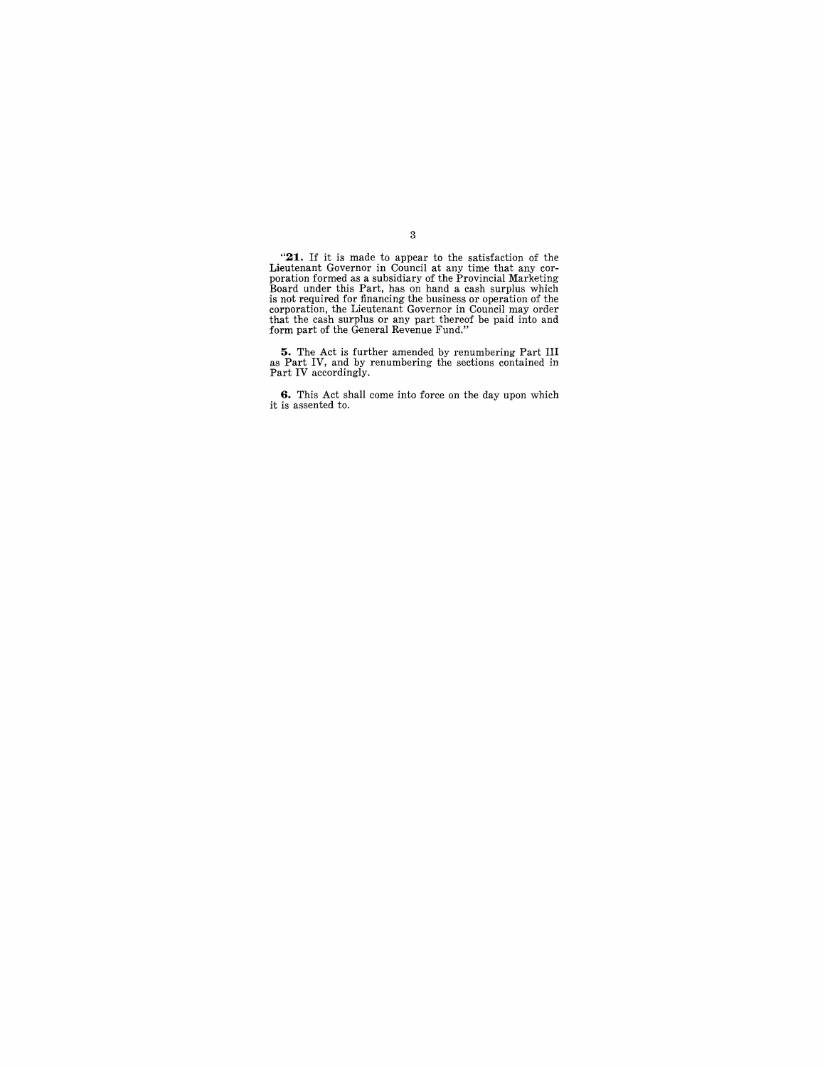"**21.** If it is made to appear to the satisfaction of the Lieutenant Governor in Council at any time that any corporation formed as a subsidiary of the Provincial Marketing Board under this Part, has on hand a cash surplus which is not required for financing the business or operation of the corporation, the Lieutenant Governor in Council may order that the cash surplus or any part thereof be paid into and form part of the General Revenue Fund."

**5.** The Act is further amended by renumbering Part III as Part IV, and by renumbering the sections contained in Part IV accordingly.

**6.** This Act shall come into force on the day upon which it is assented to.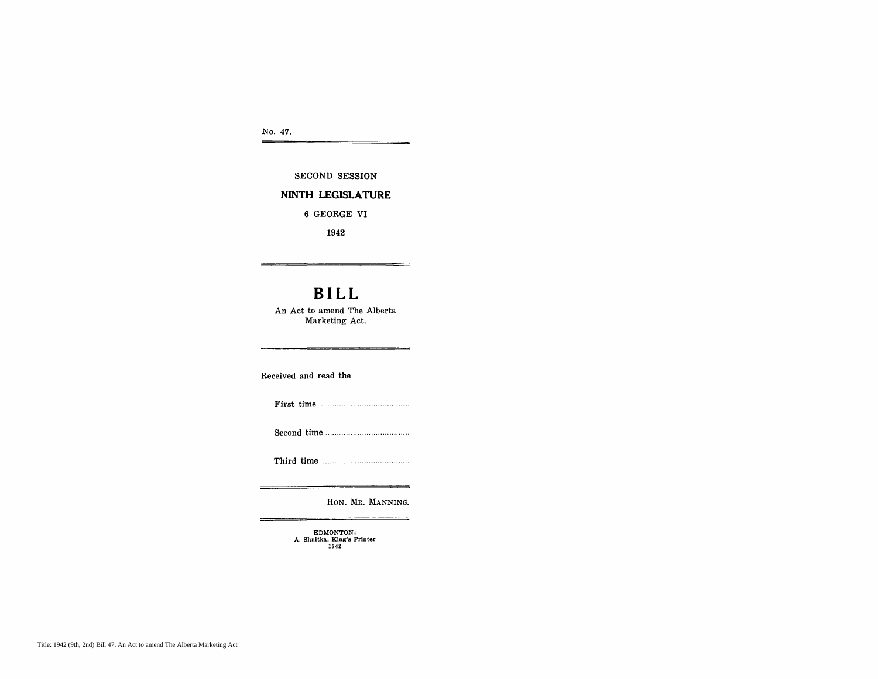No. 47.

SECOND SESSION

# NINTH LEGISLATURE

6 GEORGE VI

1942

# BILL

An Act to amend The Alberta Marketing Act.

Received and read the

First time ........................................

Second time ......................................

Third time ........................................

HON. MR. MANNING.

EDMONTON:
A. Shnitka, King's Printer
1942

Title: 1942 (9th, 2nd) Bill 47, An Act to amend The Alberta Marketing Act